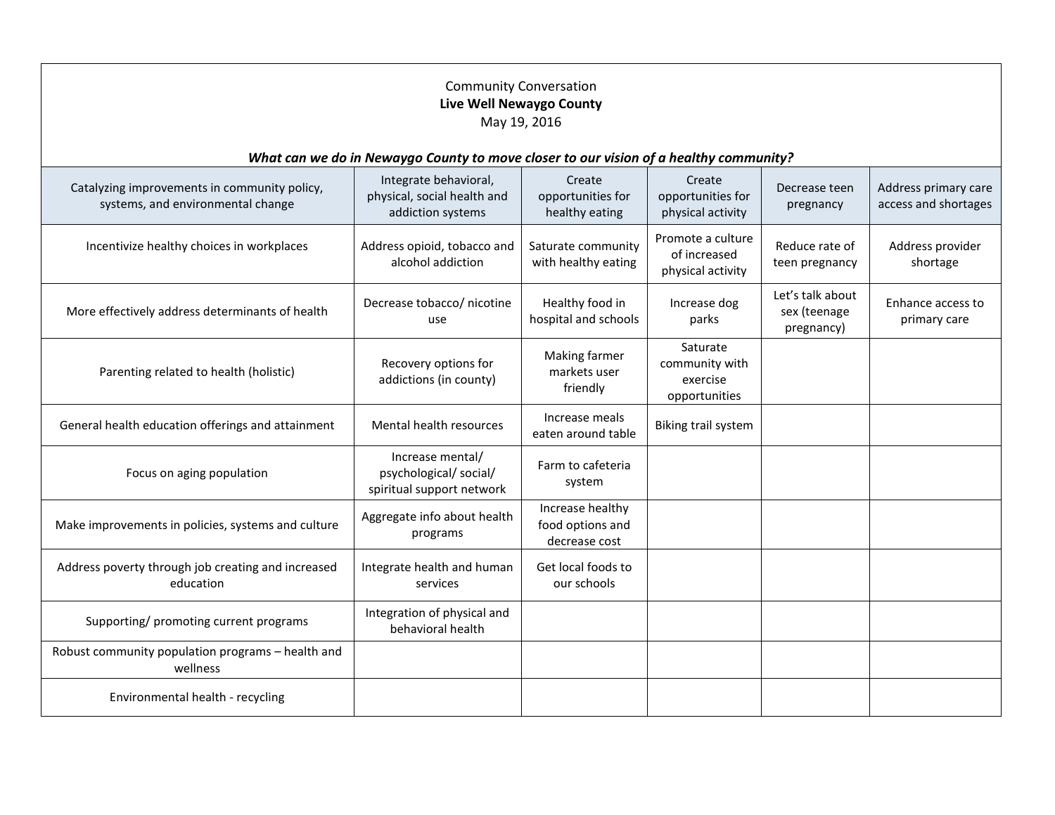Community Conversation

**Live Well Newaygo County**

May 19, 2016

***What can we do in Newaygo County to move closer to our vision of a healthy community?***

| Catalyzing improvements in community policy, systems, and environmental change | Integrate behavioral, physical, social health and addiction systems | Create opportunities for healthy eating | Create opportunities for physical activity | Decrease teen pregnancy | Address primary care access and shortages |
|---|---|---|---|---|---|
| Incentivize healthy choices in workplaces | Address opioid, tobacco and alcohol addiction | Saturate community with healthy eating | Promote a culture of increased physical activity | Reduce rate of teen pregnancy | Address provider shortage |
| More effectively address determinants of health | Decrease tobacco/ nicotine use | Healthy food in hospital and schools | Increase dog parks | Let's talk about sex (teenage pregnancy) | Enhance access to primary care |
| Parenting related to health (holistic) | Recovery options for addictions (in county) | Making farmer markets user friendly | Saturate community with exercise opportunities | | |
| General health education offerings and attainment | Mental health resources | Increase meals eaten around table | Biking trail system | | |
| Focus on aging population | Increase mental/ psychological/ social/ spiritual support network | Farm to cafeteria system | | | |
| Make improvements in policies, systems and culture | Aggregate info about health programs | Increase healthy food options and decrease cost | | | |
| Address poverty through job creating and increased education | Integrate health and human services | Get local foods to our schools | | | |
| Supporting/ promoting current programs | Integration of physical and behavioral health | | | | |
| Robust community population programs – health and wellness | | | | | |
| Environmental health - recycling | | | | | |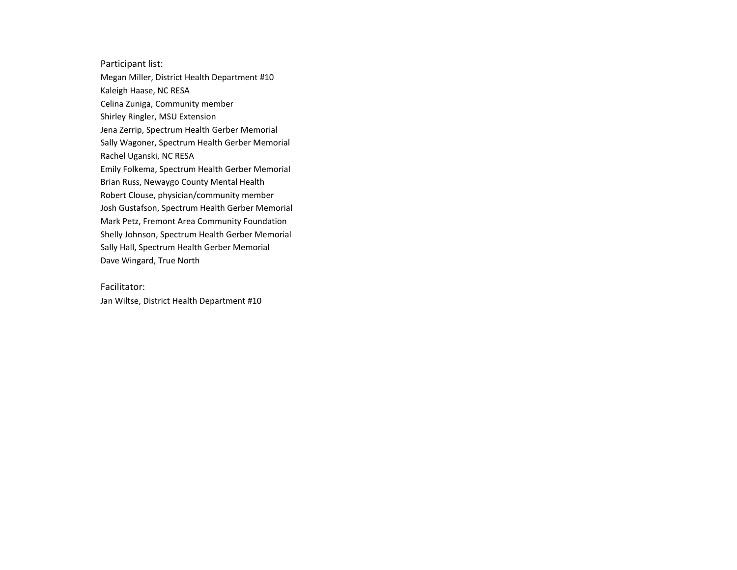Participant list:

Megan Miller, District Health Department #10
Kaleigh Haase, NC RESA
Celina Zuniga, Community member
Shirley Ringler, MSU Extension
Jena Zerrip, Spectrum Health Gerber Memorial
Sally Wagoner, Spectrum Health Gerber Memorial
Rachel Uganski, NC RESA
Emily Folkema, Spectrum Health Gerber Memorial
Brian Russ, Newaygo County Mental Health
Robert Clouse, physician/community member
Josh Gustafson, Spectrum Health Gerber Memorial
Mark Petz, Fremont Area Community Foundation
Shelly Johnson, Spectrum Health Gerber Memorial
Sally Hall, Spectrum Health Gerber Memorial
Dave Wingard, True North

Facilitator:

Jan Wiltse, District Health Department #10